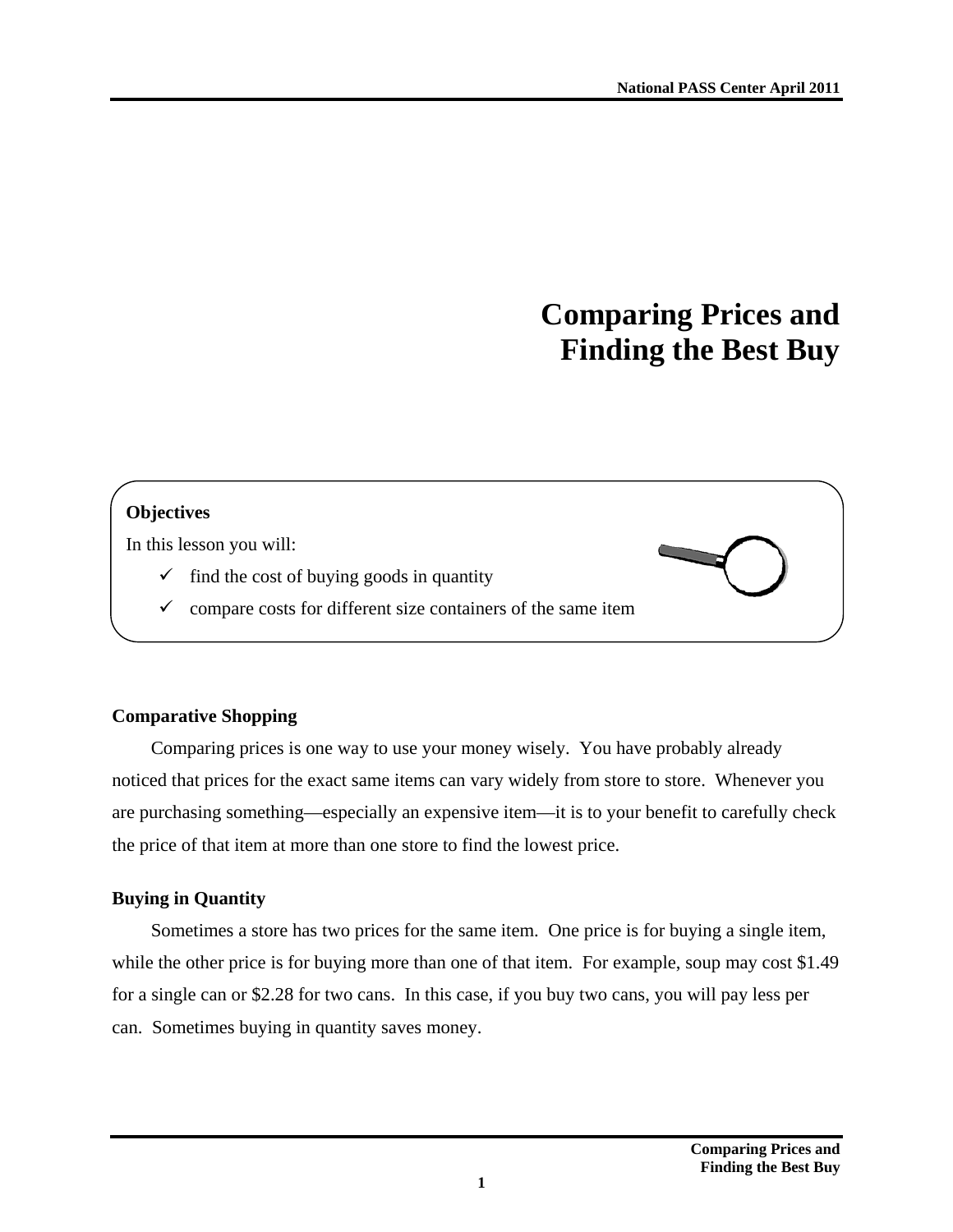# Comparing Prices and Finding the Best Buy

**Objectives**

In this lesson you will:

- ✓ find the cost of buying goods in quantity
- ✓ compare costs for different size containers of the same item

## Comparative Shopping

Comparing prices is one way to use your money wisely. You have probably already noticed that prices for the exact same items can vary widely from store to store. Whenever you are purchasing something—especially an expensive item—it is to your benefit to carefully check the price of that item at more than one store to find the lowest price.

## Buying in Quantity

Sometimes a store has two prices for the same item. One price is for buying a single item, while the other price is for buying more than one of that item. For example, soup may cost $1.49 for a single can or $2.28 for two cans. In this case, if you buy two cans, you will pay less per can. Sometimes buying in quantity saves money.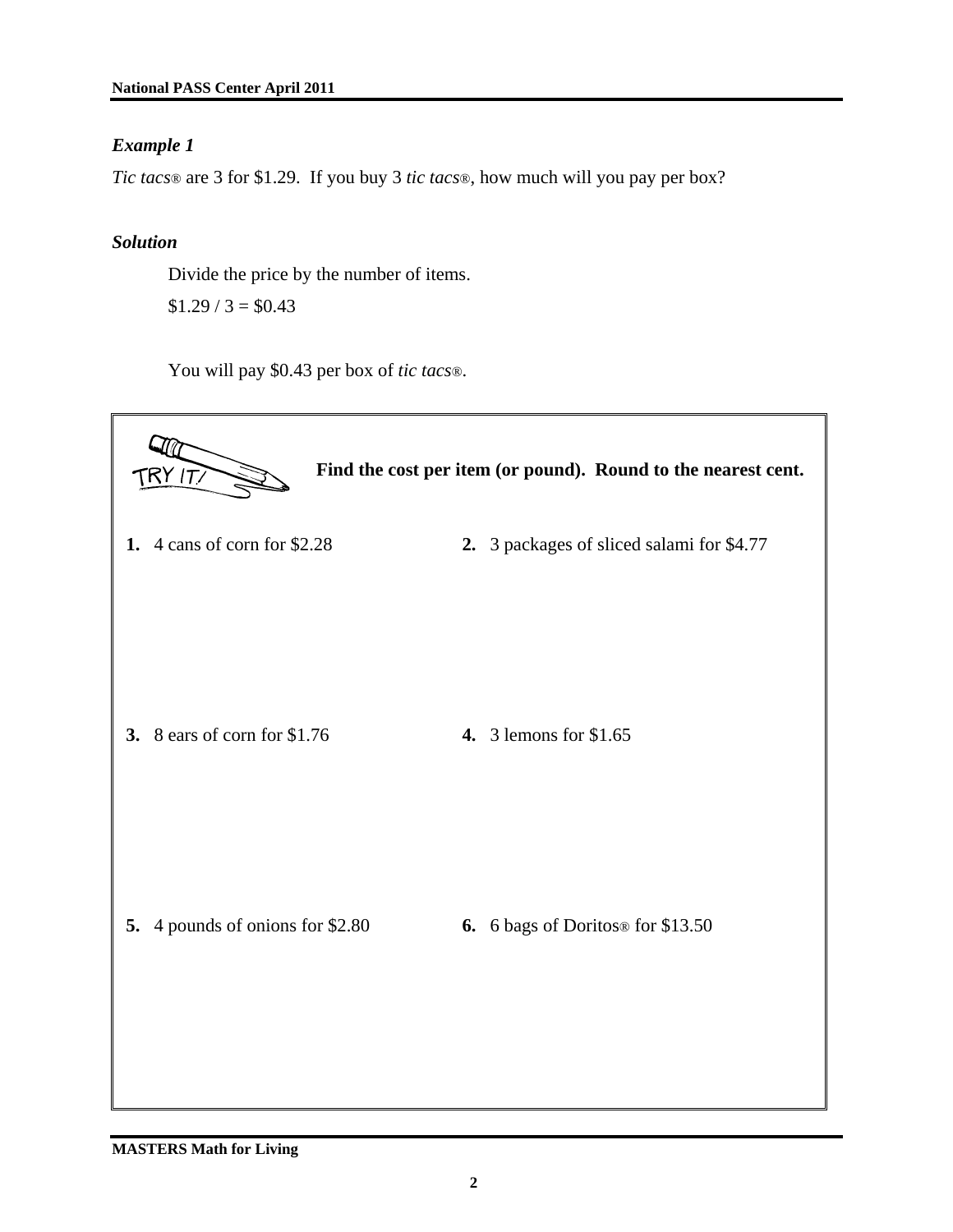### *Example 1*

*Tic tacs®* are 3 for \$1.29. If you buy 3 *tic tacs®*, how much will you pay per box?

### *Solution*

Divide the price by the number of items.

\$1.29 / 3 = \$0.43

You will pay \$0.43 per box of *tic tacs®*.

---

TRY IT!

**Find the cost per item (or pound). Round to the nearest cent.**

**1.** 4 cans of corn for \$2.28

**2.** 3 packages of sliced salami for \$4.77

**3.** 8 ears of corn for \$1.76

**4.** 3 lemons for \$1.65

**5.** 4 pounds of onions for \$2.80

**6.** 6 bags of Doritos® for \$13.50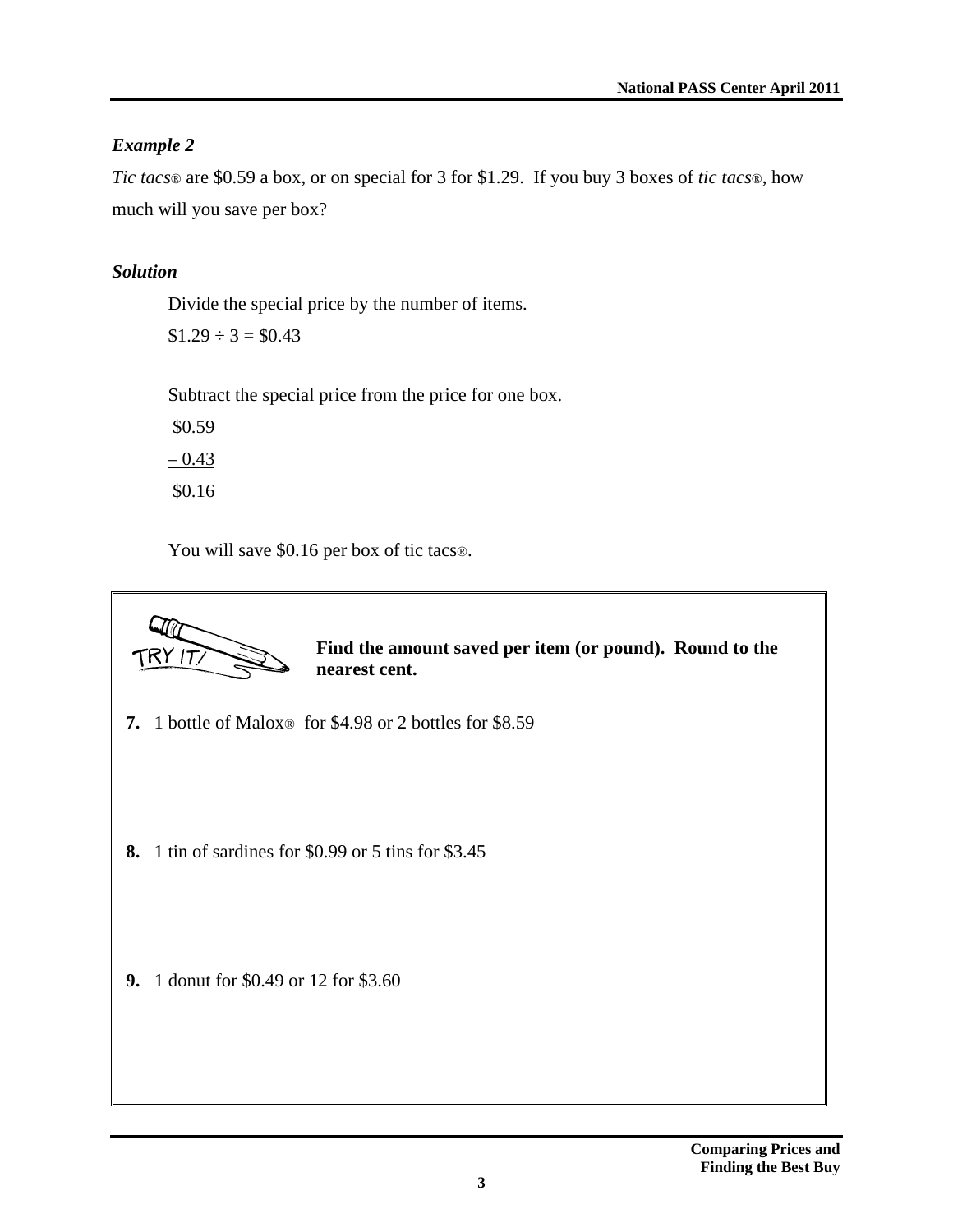*Example 2*

*Tic tacs*® are $0.59 a box, or on special for 3 for $1.29. If you buy 3 boxes of *tic tacs*®, how much will you save per box?

*Solution*

Divide the special price by the number of items.

$1.29 ÷ 3 = $0.43

Subtract the special price from the price for one box.

```
 $0.59
– 0.43
 $0.16
```

You will save $0.16 per box of tic tacs®.

TRY IT!

**Find the amount saved per item (or pound). Round to the nearest cent.**

**7.** 1 bottle of Malox® for $4.98 or 2 bottles for $8.59

**8.** 1 tin of sardines for $0.99 or 5 tins for $3.45

**9.** 1 donut for $0.49 or 12 for $3.60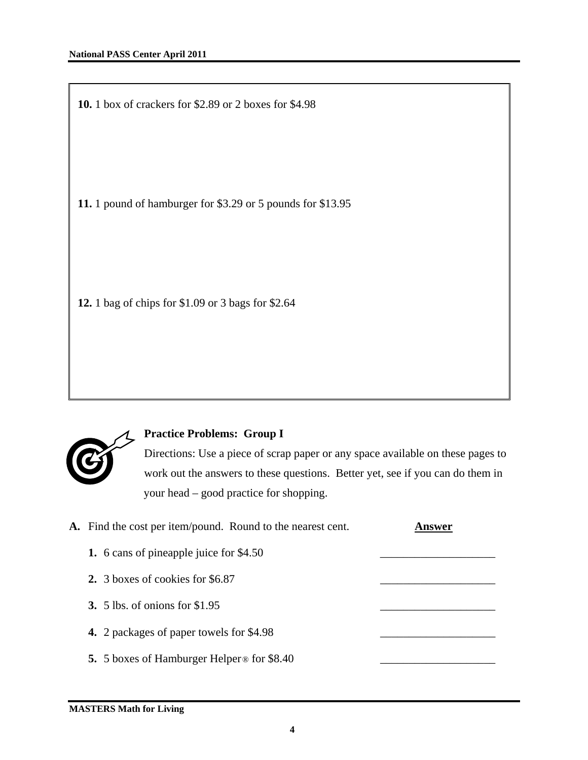**10.** 1 box of crackers for $2.89 or 2 boxes for $4.98

**11.** 1 pound of hamburger for $3.29 or 5 pounds for $13.95

**12.** 1 bag of chips for $1.09 or 3 bags for $2.64

### Practice Problems: Group I

Directions: Use a piece of scrap paper or any space available on these pages to work out the answers to these questions. Better yet, see if you can do them in your head – good practice for shopping.

**A.** Find the cost per item/pound. Round to the nearest cent. **Answer**

**1.** 6 cans of pineapple juice for $4.50 ____________________

**2.** 3 boxes of cookies for $6.87 ____________________

**3.** 5 lbs. of onions for $1.95 ____________________

**4.** 2 packages of paper towels for $4.98 ____________________

**5.** 5 boxes of Hamburger Helper® for $8.40 ____________________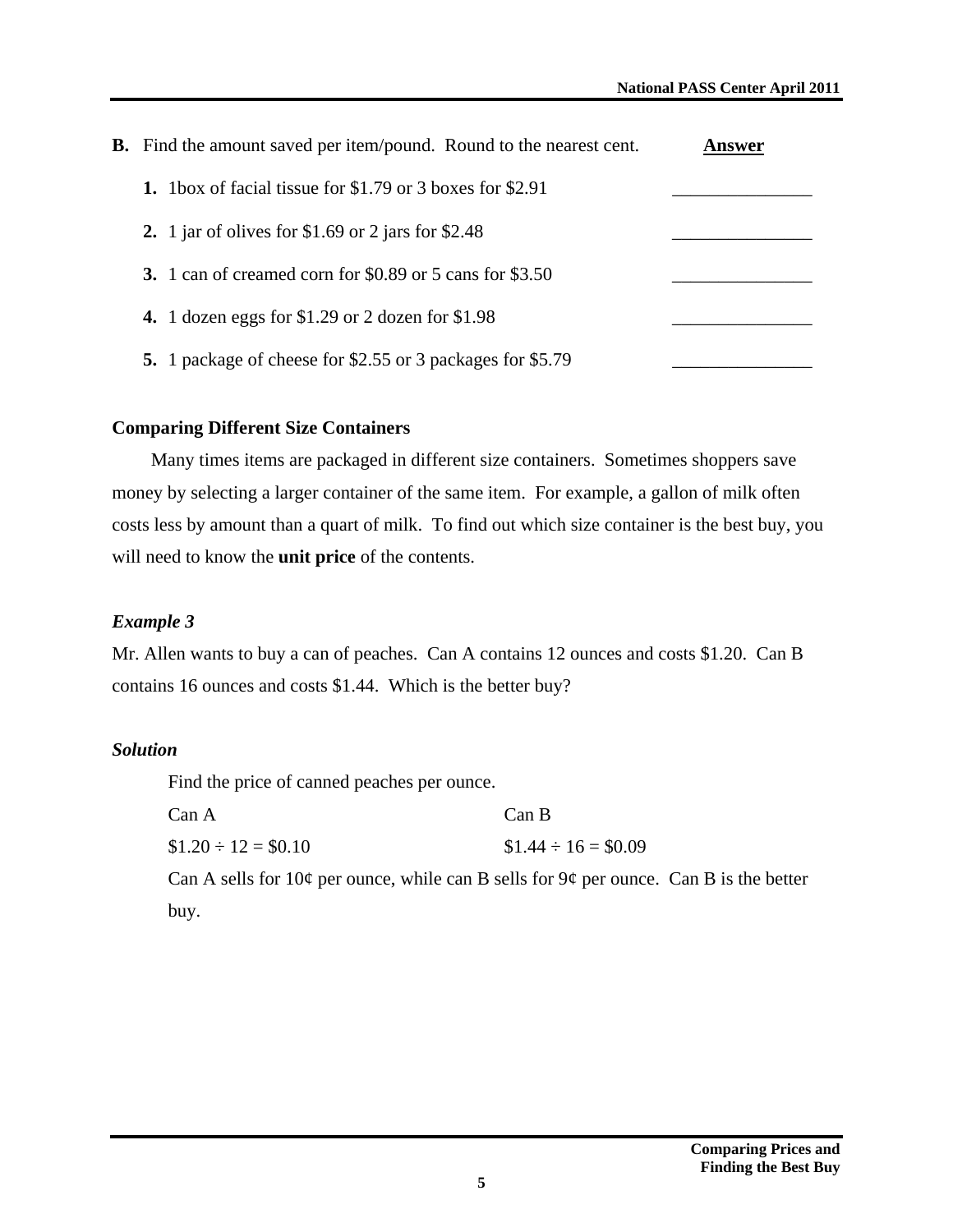**B.** Find the amount saved per item/pound. Round to the nearest cent. **Answer**

1. 1box of facial tissue for \$1.79 or 3 boxes for \$2.91 _______________
2. 1 jar of olives for \$1.69 or 2 jars for \$2.48 _______________
3. 1 can of creamed corn for \$0.89 or 5 cans for \$3.50 _______________
4. 1 dozen eggs for \$1.29 or 2 dozen for \$1.98 _______________
5. 1 package of cheese for \$2.55 or 3 packages for \$5.79 _______________

## Comparing Different Size Containers

Many times items are packaged in different size containers. Sometimes shoppers save money by selecting a larger container of the same item. For example, a gallon of milk often costs less by amount than a quart of milk. To find out which size container is the best buy, you will need to know the **unit price** of the contents.

### *Example 3*

Mr. Allen wants to buy a can of peaches. Can A contains 12 ounces and costs \$1.20. Can B contains 16 ounces and costs \$1.44. Which is the better buy?

### *Solution*

Find the price of canned peaches per ounce.

| Can A | Can B |
|---|---|
| \$1.20 ÷ 12 = \$0.10 | \$1.44 ÷ 16 = \$0.09 |

Can A sells for 10¢ per ounce, while can B sells for 9¢ per ounce. Can B is the better buy.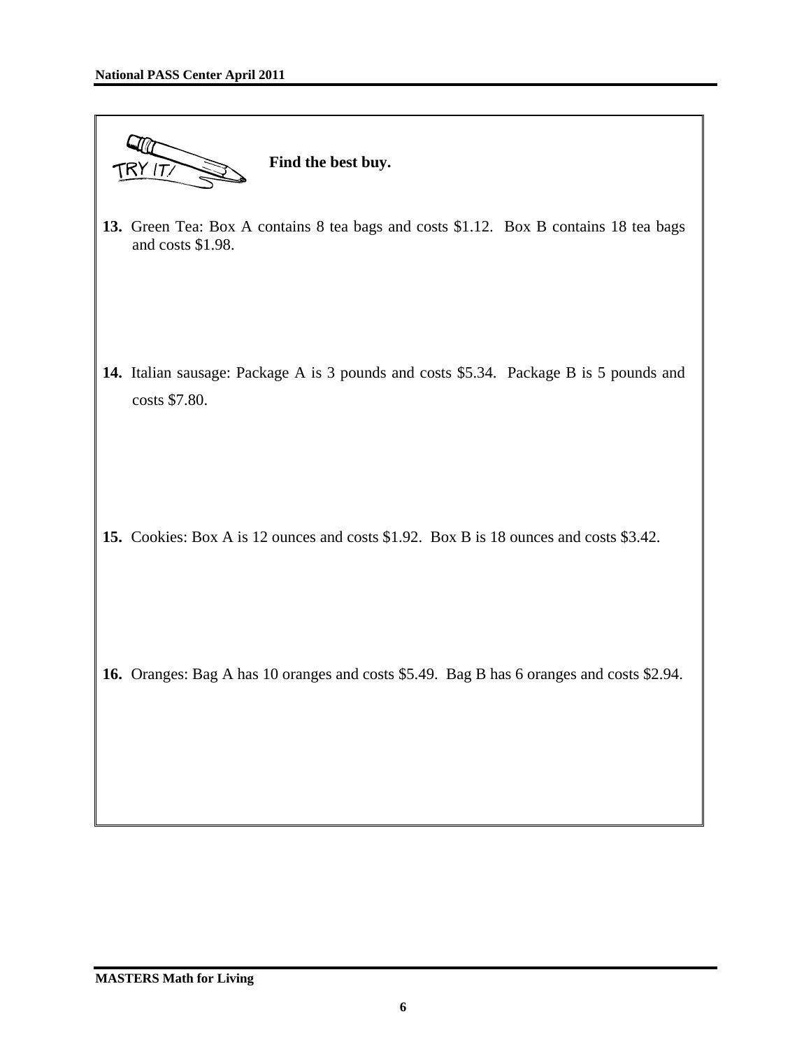TRY IT!

**Find the best buy.**

**13.** Green Tea: Box A contains 8 tea bags and costs $1.12. Box B contains 18 tea bags and costs $1.98.

**14.** Italian sausage: Package A is 3 pounds and costs $5.34. Package B is 5 pounds and costs $7.80.

**15.** Cookies: Box A is 12 ounces and costs $1.92. Box B is 18 ounces and costs $3.42.

**16.** Oranges: Bag A has 10 oranges and costs $5.49. Bag B has 6 oranges and costs $2.94.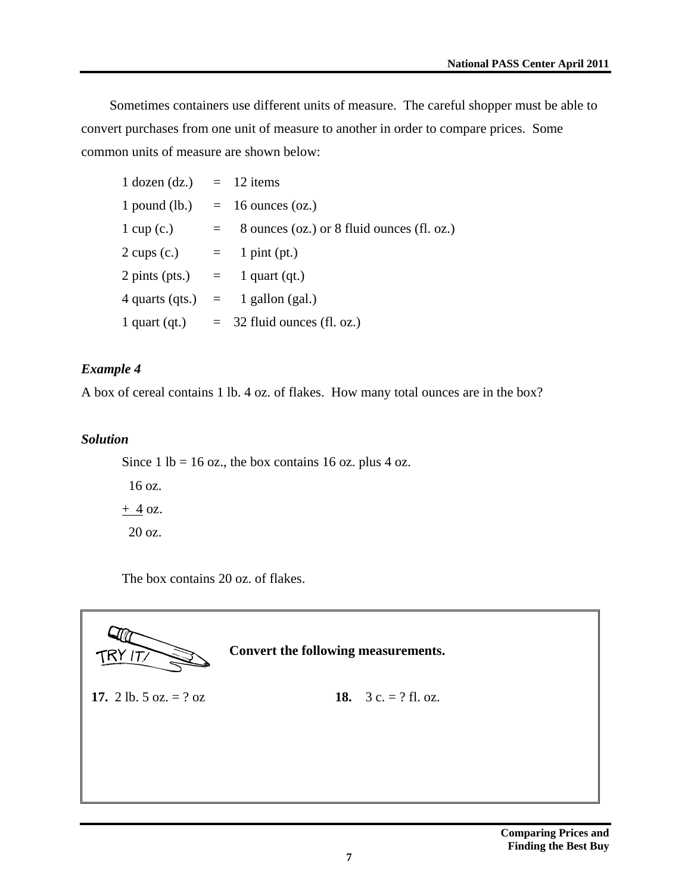Sometimes containers use different units of measure. The careful shopper must be able to convert purchases from one unit of measure to another in order to compare prices. Some common units of measure are shown below:

| | | |
|---|---|---|
| 1 dozen (dz.) | = | 12 items |
| 1 pound (lb.) | = | 16 ounces (oz.) |
| 1 cup (c.) | = | 8 ounces (oz.) or 8 fluid ounces (fl. oz.) |
| 2 cups (c.) | = | 1 pint (pt.) |
| 2 pints (pts.) | = | 1 quart (qt.) |
| 4 quarts (qts.) | = | 1 gallon (gal.) |
| 1 quart (qt.) | = | 32 fluid ounces (fl. oz.) |

***Example 4***

A box of cereal contains 1 lb. 4 oz. of flakes. How many total ounces are in the box?

***Solution***

Since 1 lb = 16 oz., the box contains 16 oz. plus 4 oz.

```
  16 oz.
+  4 oz.
  20 oz.
```

The box contains 20 oz. of flakes.

---

TRY IT! **Convert the following measurements.**

**17.** 2 lb. 5 oz. = ? oz

**18.** 3 c. = ? fl. oz.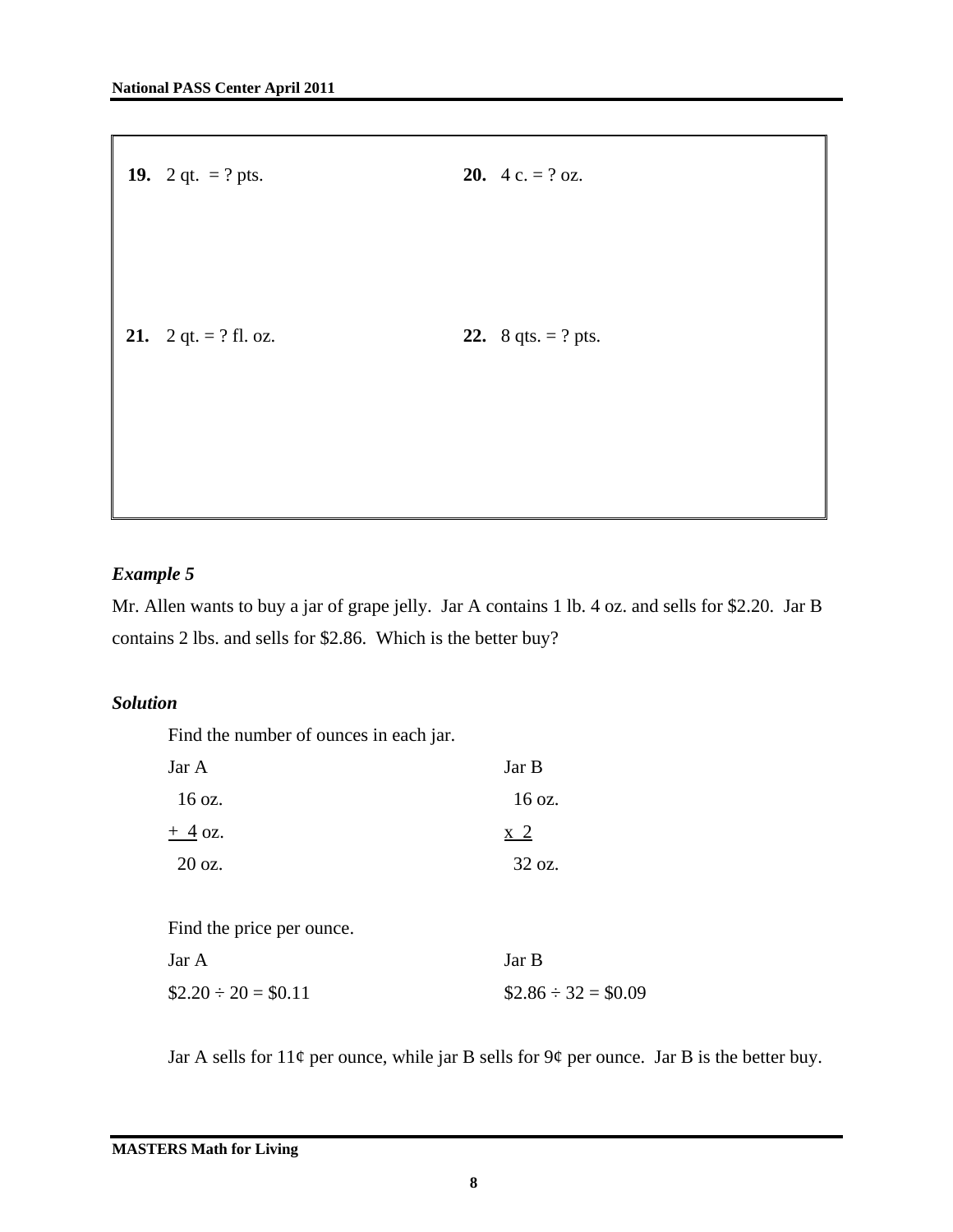**19.** 2 qt. = ? pts.

**20.** 4 c. = ? oz.

**21.** 2 qt. = ? fl. oz.

**22.** 8 qts. = ? pts.

### *Example 5*

Mr. Allen wants to buy a jar of grape jelly. Jar A contains 1 lb. 4 oz. and sells for $2.20. Jar B contains 2 lbs. and sells for $2.86. Which is the better buy?

### *Solution*

Find the number of ounces in each jar.

| Jar A | Jar B |
|---|---|
| 16 oz. | 16 oz. |
| + 4 oz. | x 2 |
| 20 oz. | 32 oz. |

Find the price per ounce.

| Jar A | Jar B |
|---|---|
| $2.20 ÷ 20 = $0.11 | $2.86 ÷ 32 = $0.09 |

Jar A sells for 11¢ per ounce, while jar B sells for 9¢ per ounce. Jar B is the better buy.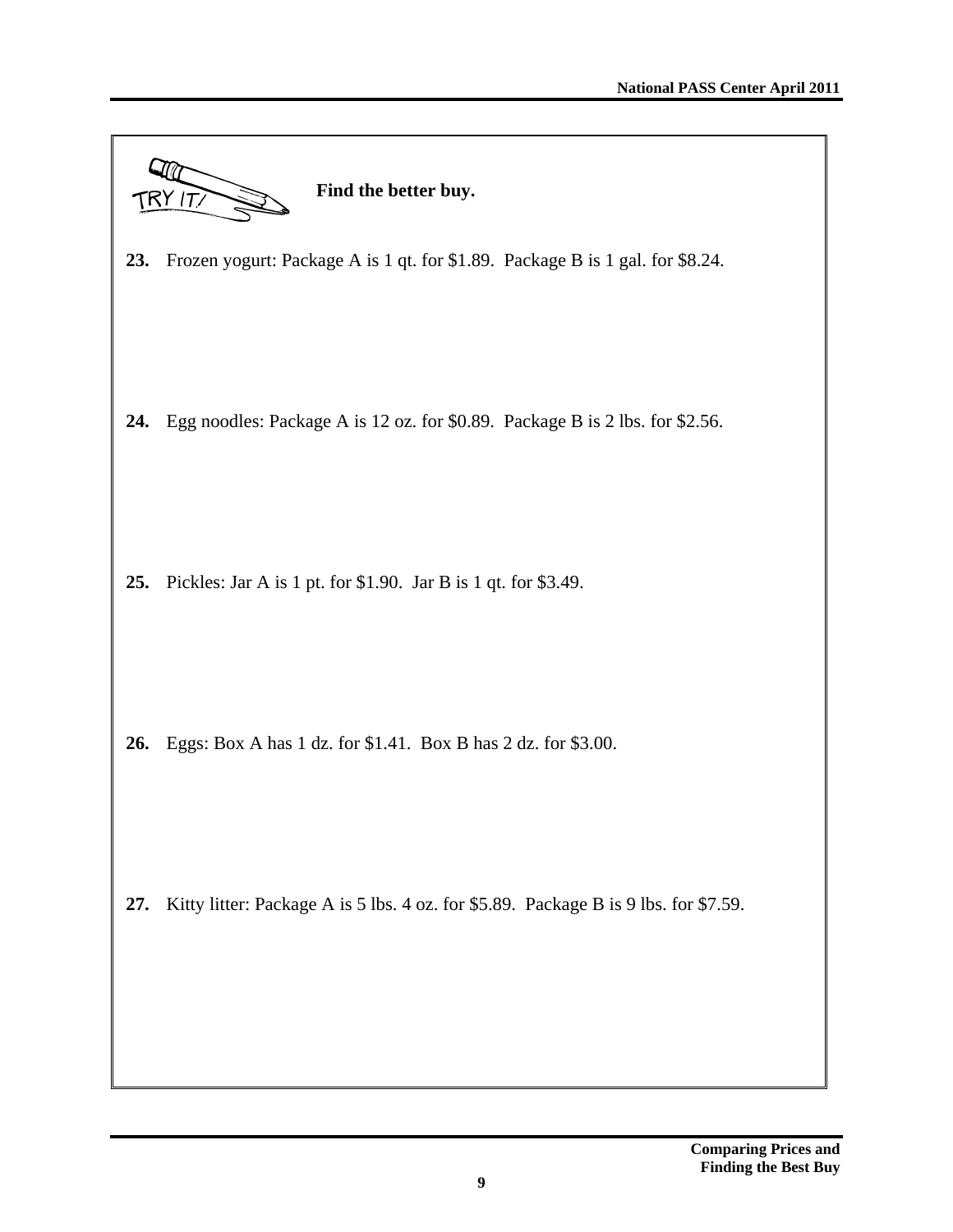TRY IT!

**Find the better buy.**

**23.** Frozen yogurt: Package A is 1 qt. for $1.89. Package B is 1 gal. for $8.24.

**24.** Egg noodles: Package A is 12 oz. for $0.89. Package B is 2 lbs. for $2.56.

**25.** Pickles: Jar A is 1 pt. for $1.90. Jar B is 1 qt. for $3.49.

**26.** Eggs: Box A has 1 dz. for $1.41. Box B has 2 dz. for $3.00.

**27.** Kitty litter: Package A is 5 lbs. 4 oz. for $5.89. Package B is 9 lbs. for $7.59.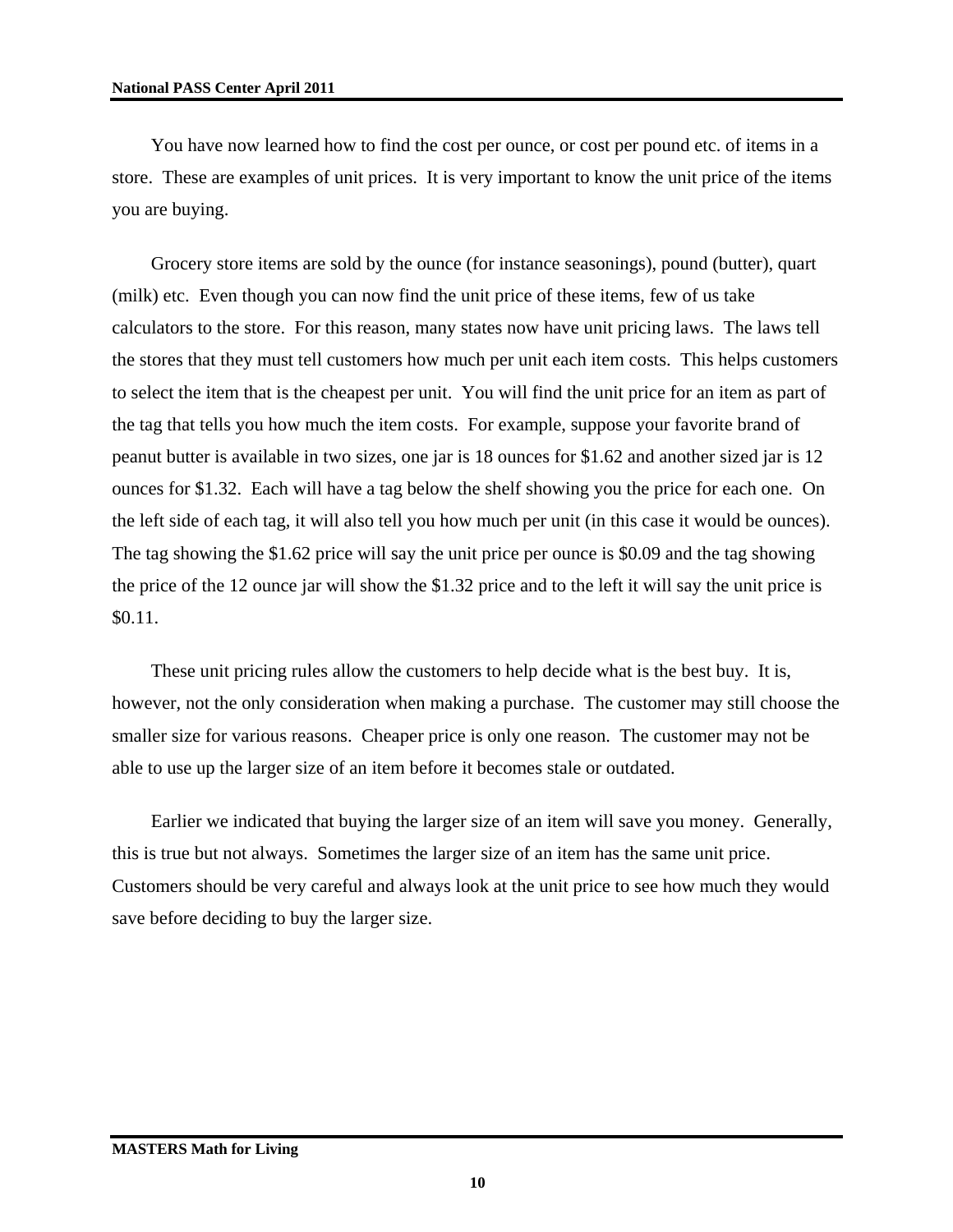You have now learned how to find the cost per ounce, or cost per pound etc. of items in a store. These are examples of unit prices. It is very important to know the unit price of the items you are buying.

Grocery store items are sold by the ounce (for instance seasonings), pound (butter), quart (milk) etc. Even though you can now find the unit price of these items, few of us take calculators to the store. For this reason, many states now have unit pricing laws. The laws tell the stores that they must tell customers how much per unit each item costs. This helps customers to select the item that is the cheapest per unit. You will find the unit price for an item as part of the tag that tells you how much the item costs. For example, suppose your favorite brand of peanut butter is available in two sizes, one jar is 18 ounces for $1.62 and another sized jar is 12 ounces for $1.32. Each will have a tag below the shelf showing you the price for each one. On the left side of each tag, it will also tell you how much per unit (in this case it would be ounces). The tag showing the $1.62 price will say the unit price per ounce is $0.09 and the tag showing the price of the 12 ounce jar will show the $1.32 price and to the left it will say the unit price is $0.11.

These unit pricing rules allow the customers to help decide what is the best buy. It is, however, not the only consideration when making a purchase. The customer may still choose the smaller size for various reasons. Cheaper price is only one reason. The customer may not be able to use up the larger size of an item before it becomes stale or outdated.

Earlier we indicated that buying the larger size of an item will save you money. Generally, this is true but not always. Sometimes the larger size of an item has the same unit price. Customers should be very careful and always look at the unit price to see how much they would save before deciding to buy the larger size.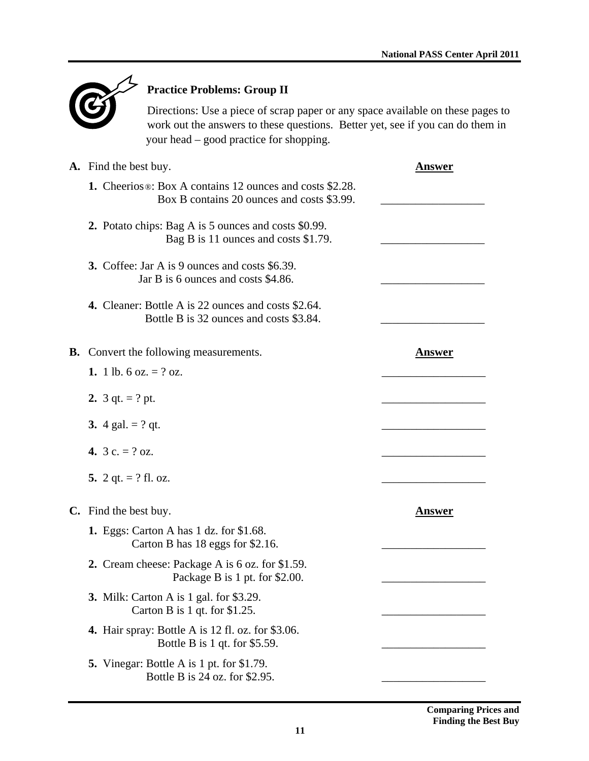## Practice Problems: Group II

Directions: Use a piece of scrap paper or any space available on these pages to work out the answers to these questions. Better yet, see if you can do them in your head – good practice for shopping.

**A.** Find the best buy. **Answer**

**1.** Cheerios®: Box A contains 12 ounces and costs $2.28.
Box B contains 20 ounces and costs $3.99. __________________

**2.** Potato chips: Bag A is 5 ounces and costs $0.99.
Bag B is 11 ounces and costs $1.79. __________________

**3.** Coffee: Jar A is 9 ounces and costs $6.39.
Jar B is 6 ounces and costs $4.86. __________________

**4.** Cleaner: Bottle A is 22 ounces and costs $2.64.
Bottle B is 32 ounces and costs $3.84. __________________

**B.** Convert the following measurements. **Answer**

**1.** 1 lb. 6 oz. = ? oz. __________________

**2.** 3 qt. = ? pt. __________________

**3.** 4 gal. = ? qt. __________________

**4.** 3 c. = ? oz. __________________

**5.** 2 qt. = ? fl. oz. __________________

**C.** Find the best buy. **Answer**

**1.** Eggs: Carton A has 1 dz. for $1.68.
Carton B has 18 eggs for $2.16. __________________

**2.** Cream cheese: Package A is 6 oz. for $1.59.
Package B is 1 pt. for $2.00. __________________

**3.** Milk: Carton A is 1 gal. for $3.29.
Carton B is 1 qt. for $1.25. __________________

**4.** Hair spray: Bottle A is 12 fl. oz. for $3.06.
Bottle B is 1 qt. for $5.59. __________________

**5.** Vinegar: Bottle A is 1 pt. for $1.79.
Bottle B is 24 oz. for $2.95. __________________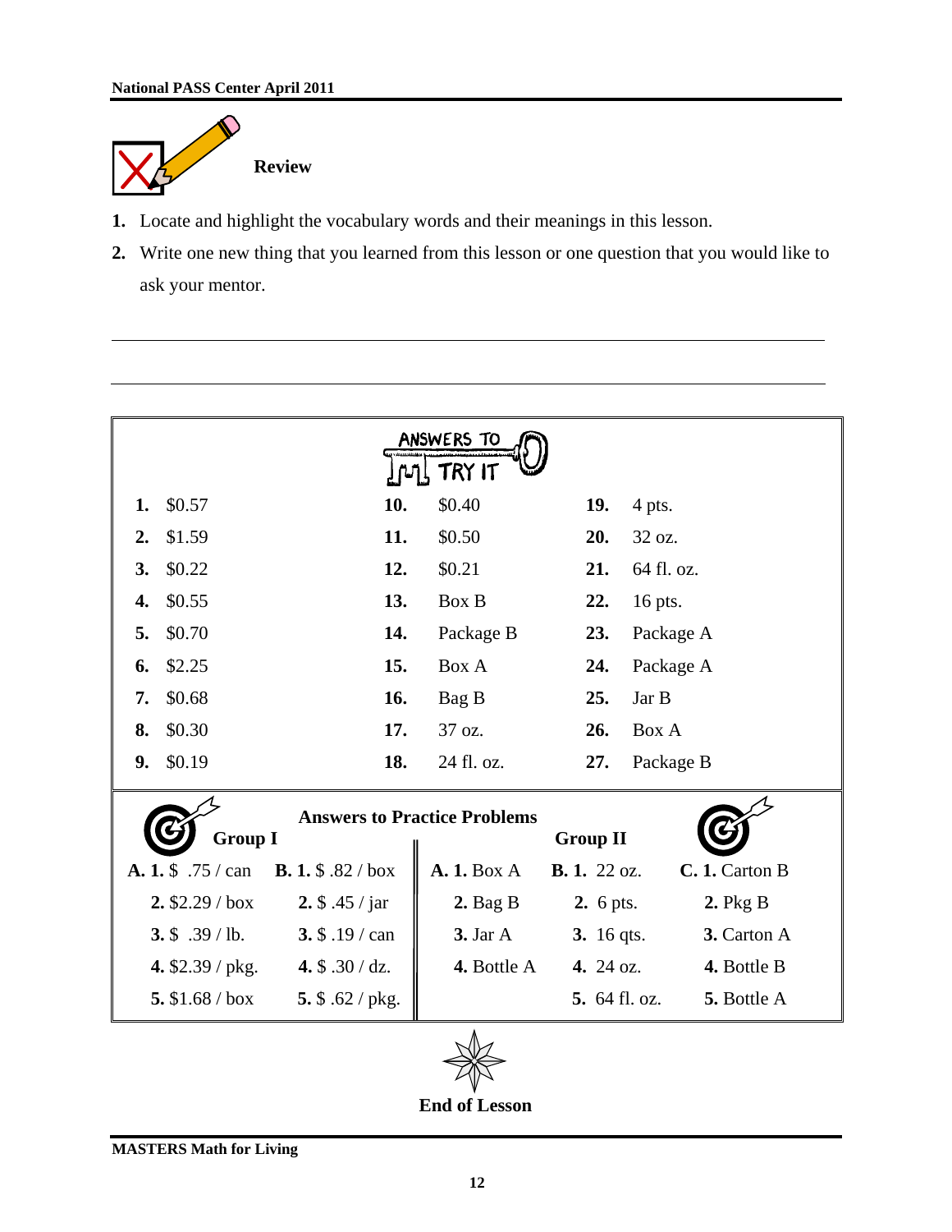## Review

1. Locate and highlight the vocabulary words and their meanings in this lesson.
2. Write one new thing that you learned from this lesson or one question that you would like to ask your mentor.

---

---

### ANSWERS TO TRY IT

| | | | | | |
|---|---|---|---|---|---|
| **1.** | $0.57 | **10.** | $0.40 | **19.** | 4 pts. |
| **2.** | $1.59 | **11.** | $0.50 | **20.** | 32 oz. |
| **3.** | $0.22 | **12.** | $0.21 | **21.** | 64 fl. oz. |
| **4.** | $0.55 | **13.** | Box B | **22.** | 16 pts. |
| **5.** | $0.70 | **14.** | Package B | **23.** | Package A |
| **6.** | $2.25 | **15.** | Box A | **24.** | Package A |
| **7.** | $0.68 | **16.** | Bag B | **25.** | Jar B |
| **8.** | $0.30 | **17.** | 37 oz. | **26.** | Box A |
| **9.** | $0.19 | **18.** | 24 fl. oz. | **27.** | Package B |

### Answers to Practice Problems

| Group I | | Group II | | |
|---|---|---|---|---|
| **A. 1.** $ .75 / can | **B. 1.** $ .82 / box | **A. 1.** Box A | **B. 1.** 22 oz. | **C. 1.** Carton B |
| **2.** $2.29 / box | **2.** $ .45 / jar | **2.** Bag B | **2.** 6 pts. | **2.** Pkg B |
| **3.** $ .39 / lb. | **3.** $ .19 / can | **3.** Jar A | **3.** 16 qts. | **3.** Carton A |
| **4.** $2.39 / pkg. | **4.** $ .30 / dz. | **4.** Bottle A | **4.** 24 oz. | **4.** Bottle B |
| **5.** $1.68 / box | **5.** $ .62 / pkg. | | **5.** 64 fl. oz. | **5.** Bottle A |

**End of Lesson**